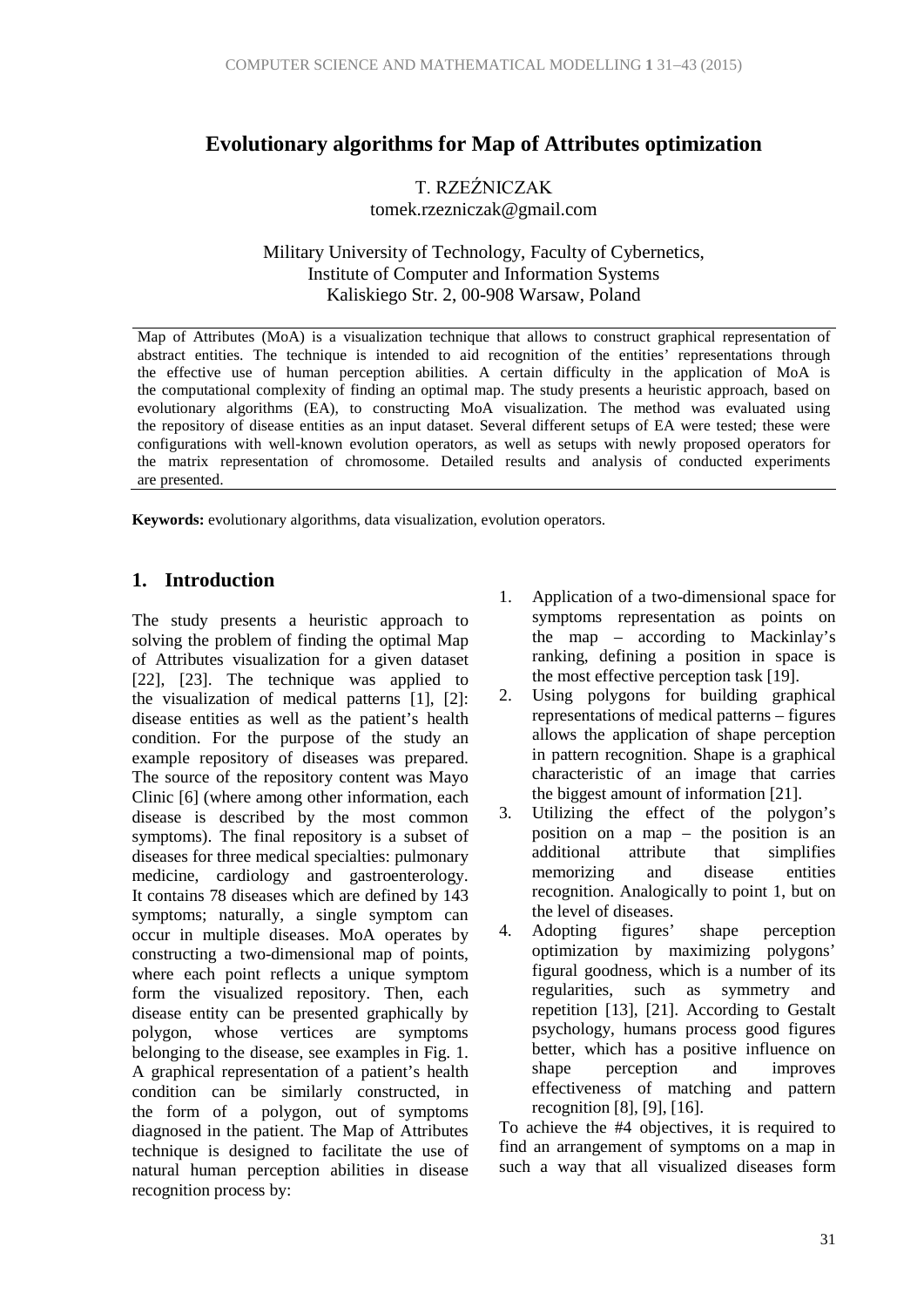# Evolutionary algorithms for Map of Attributes optimization

T. RZEŹNICZAK
tomek.rzezniczak@gmail.com

Military University of Technology, Faculty of Cybernetics,
Institute of Computer and Information Systems
Kaliskiego Str. 2, 00-908 Warsaw, Poland

Map of Attributes (MoA) is a visualization technique that allows to construct graphical representation of abstract entities. The technique is intended to aid recognition of the entities' representations through the effective use of human perception abilities. A certain difficulty in the application of MoA is the computational complexity of finding an optimal map. The study presents a heuristic approach, based on evolutionary algorithms (EA), to constructing MoA visualization. The method was evaluated using the repository of disease entities as an input dataset. Several different setups of EA were tested; these were configurations with well-known evolution operators, as well as setups with newly proposed operators for the matrix representation of chromosome. Detailed results and analysis of conducted experiments are presented.

**Keywords:** evolutionary algorithms, data visualization, evolution operators.

## 1. Introduction

The study presents a heuristic approach to solving the problem of finding the optimal Map of Attributes visualization for a given dataset [22], [23]. The technique was applied to the visualization of medical patterns [1], [2]: disease entities as well as the patient's health condition. For the purpose of the study an example repository of diseases was prepared. The source of the repository content was Mayo Clinic [6] (where among other information, each disease is described by the most common symptoms). The final repository is a subset of diseases for three medical specialties: pulmonary medicine, cardiology and gastroenterology. It contains 78 diseases which are defined by 143 symptoms; naturally, a single symptom can occur in multiple diseases. MoA operates by constructing a two-dimensional map of points, where each point reflects a unique symptom form the visualized repository. Then, each disease entity can be presented graphically by polygon, whose vertices are symptoms belonging to the disease, see examples in Fig. 1. A graphical representation of a patient's health condition can be similarly constructed, in the form of a polygon, out of symptoms diagnosed in the patient. The Map of Attributes technique is designed to facilitate the use of natural human perception abilities in disease recognition process by:

1. Application of a two-dimensional space for symptoms representation as points on the map – according to Mackinlay's ranking, defining a position in space is the most effective perception task [19].
2. Using polygons for building graphical representations of medical patterns – figures allows the application of shape perception in pattern recognition. Shape is a graphical characteristic of an image that carries the biggest amount of information [21].
3. Utilizing the effect of the polygon's position on a map – the position is an additional attribute that simplifies memorizing and disease entities recognition. Analogically to point 1, but on the level of diseases.
4. Adopting figures' shape perception optimization by maximizing polygons' figural goodness, which is a number of its regularities, such as symmetry and repetition [13], [21]. According to Gestalt psychology, humans process good figures better, which has a positive influence on shape perception and improves effectiveness of matching and pattern recognition [8], [9], [16].

To achieve the #4 objectives, it is required to find an arrangement of symptoms on a map in such a way that all visualized diseases form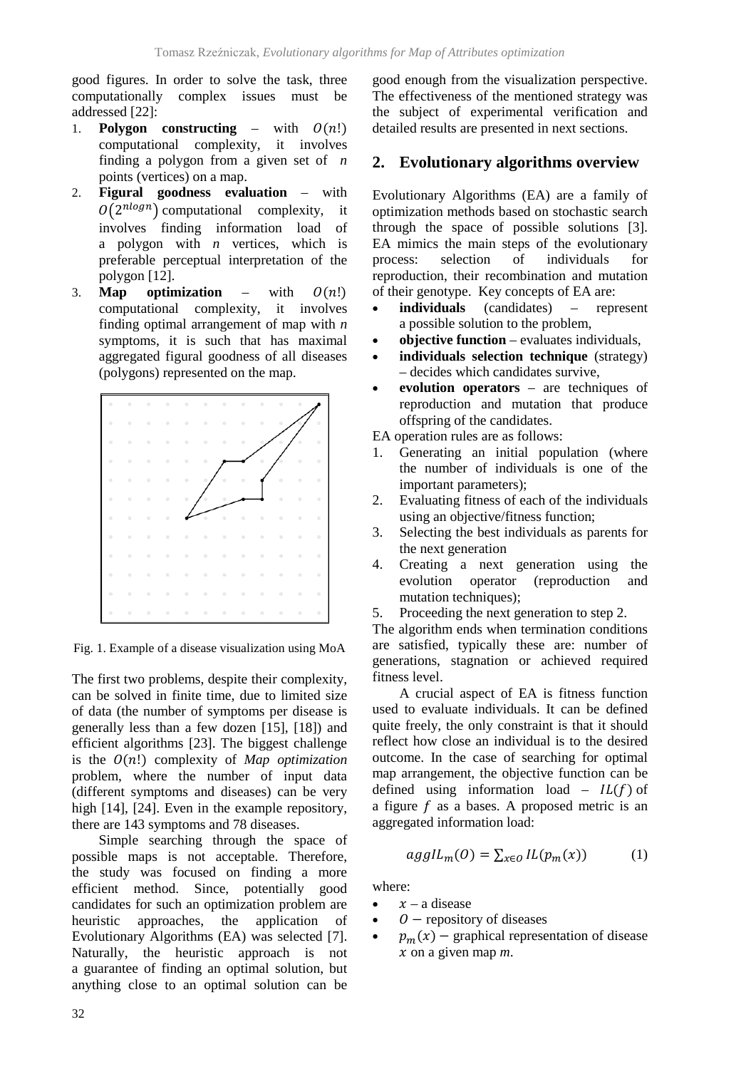good figures. In order to solve the task, three computationally complex issues must be addressed [22]:

1. **Polygon constructing** – with $O(n!)$ computational complexity, it involves finding a polygon from a given set of $n$ points (vertices) on a map.
2. **Figural goodness evaluation** – with $O(2^{nlogn})$ computational complexity, it involves finding information load of a polygon with $n$ vertices, which is preferable perceptual interpretation of the polygon [12].
3. **Map optimization** – with $O(n!)$ computational complexity, it involves finding optimal arrangement of map with $n$ symptoms, it is such that has maximal aggregated figural goodness of all diseases (polygons) represented on the map.

Fig. 1. Example of a disease visualization using MoA

The first two problems, despite their complexity, can be solved in finite time, due to limited size of data (the number of symptoms per disease is generally less than a few dozen [15], [18]) and efficient algorithms [23]. The biggest challenge is the $O(n!)$ complexity of *Map optimization* problem, where the number of input data (different symptoms and diseases) can be very high [14], [24]. Even in the example repository, there are 143 symptoms and 78 diseases.

Simple searching through the space of possible maps is not acceptable. Therefore, the study was focused on finding a more efficient method. Since, potentially good candidates for such an optimization problem are heuristic approaches, the application of Evolutionary Algorithms (EA) was selected [7]. Naturally, the heuristic approach is not a guarantee of finding an optimal solution, but anything close to an optimal solution can be good enough from the visualization perspective. The effectiveness of the mentioned strategy was the subject of experimental verification and detailed results are presented in next sections.

## 2. Evolutionary algorithms overview

Evolutionary Algorithms (EA) are a family of optimization methods based on stochastic search through the space of possible solutions [3]. EA mimics the main steps of the evolutionary process: selection of individuals for reproduction, their recombination and mutation of their genotype. Key concepts of EA are:

- **individuals** (candidates) – represent a possible solution to the problem,
- **objective function** – evaluates individuals,
- **individuals selection technique** (strategy) – decides which candidates survive,
- **evolution operators** – are techniques of reproduction and mutation that produce offspring of the candidates.

EA operation rules are as follows:

1. Generating an initial population (where the number of individuals is one of the important parameters);
2. Evaluating fitness of each of the individuals using an objective/fitness function;
3. Selecting the best individuals as parents for the next generation
4. Creating a next generation using the evolution operator (reproduction and mutation techniques);
5. Proceeding the next generation to step 2.

The algorithm ends when termination conditions are satisfied, typically these are: number of generations, stagnation or achieved required fitness level.

A crucial aspect of EA is fitness function used to evaluate individuals. It can be defined quite freely, the only constraint is that it should reflect how close an individual is to the desired outcome. In the case of searching for optimal map arrangement, the objective function can be defined using information load – $IL(f)$ of a figure $f$ as a bases. A proposed metric is an aggregated information load:

$$aggIL_m(O) = \sum_{x \in O} IL(p_m(x)) \qquad (1)$$

where:

- $x$ – a disease
- $O$ – repository of diseases
- $p_m(x)$ – graphical representation of disease $x$ on a given map $m$.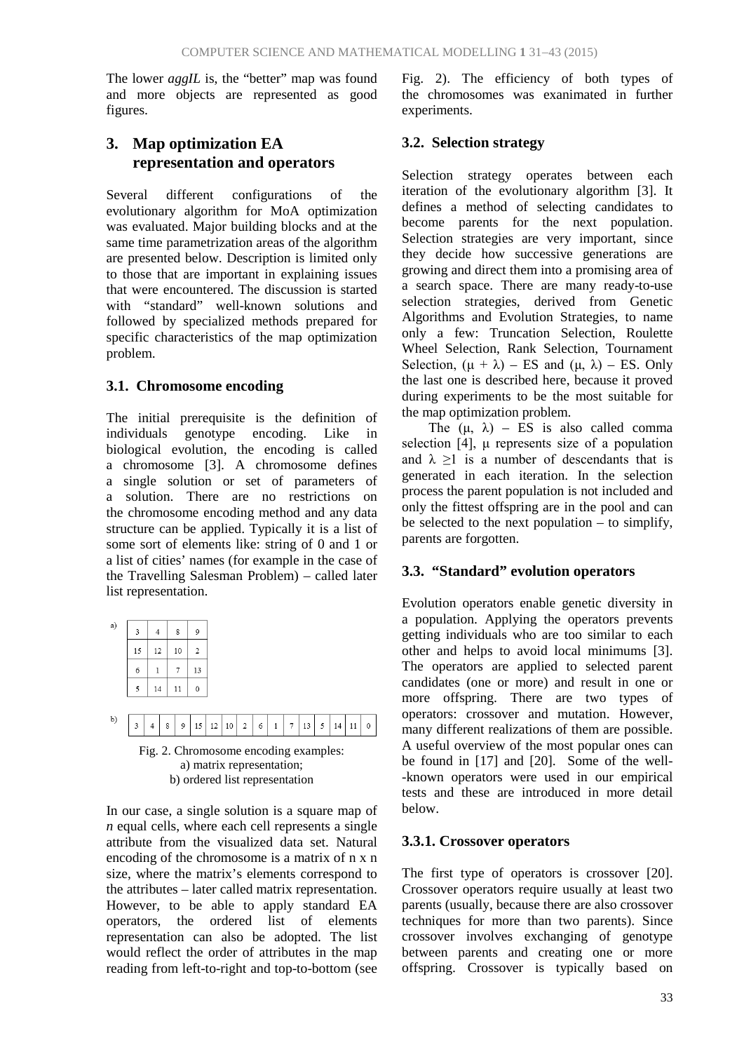The lower *aggIL* is, the "better" map was found and more objects are represented as good figures.

## 3. Map optimization EA representation and operators

Several different configurations of the evolutionary algorithm for MoA optimization was evaluated. Major building blocks and at the same time parametrization areas of the algorithm are presented below. Description is limited only to those that are important in explaining issues that were encountered. The discussion is started with "standard" well-known solutions and followed by specialized methods prepared for specific characteristics of the map optimization problem.

### 3.1. Chromosome encoding

The initial prerequisite is the definition of individuals genotype encoding. Like in biological evolution, the encoding is called a chromosome [3]. A chromosome defines a single solution or set of parameters of a solution. There are no restrictions on the chromosome encoding method and any data structure can be applied. Typically it is a list of some sort of elements like: string of 0 and 1 or a list of cities' names (for example in the case of the Travelling Salesman Problem) – called later list representation.

a)

| | | | |
|---|---|---|---|
| 3 | 4 | 8 | 9 |
| 15 | 12 | 10 | 2 |
| 6 | 1 | 7 | 13 |
| 5 | 14 | 11 | 0 |

b)

| | | | | | | | | | | | | | | | |
|---|---|---|---|---|---|---|---|---|---|---|---|---|---|---|---|
| 3 | 4 | 8 | 9 | 15 | 12 | 10 | 2 | 6 | 1 | 7 | 13 | 5 | 14 | 11 | 0 |

Fig. 2. Chromosome encoding examples: a) matrix representation; b) ordered list representation

In our case, a single solution is a square map of *n* equal cells, where each cell represents a single attribute from the visualized data set. Natural encoding of the chromosome is a matrix of n x n size, where the matrix's elements correspond to the attributes – later called matrix representation. However, to be able to apply standard EA operators, the ordered list of elements representation can also be adopted. The list would reflect the order of attributes in the map reading from left-to-right and top-to-bottom (see Fig. 2). The efficiency of both types of the chromosomes was exanimated in further experiments.

### 3.2. Selection strategy

Selection strategy operates between each iteration of the evolutionary algorithm [3]. It defines a method of selecting candidates to become parents for the next population. Selection strategies are very important, since they decide how successive generations are growing and direct them into a promising area of a search space. There are many ready-to-use selection strategies, derived from Genetic Algorithms and Evolution Strategies, to name only a few: Truncation Selection, Roulette Wheel Selection, Rank Selection, Tournament Selection, $(\mu + \lambda)$ – ES and $(\mu, \lambda)$ – ES. Only the last one is described here, because it proved during experiments to be the most suitable for the map optimization problem.

The $(\mu, \lambda)$ – ES is also called comma selection [4], $\mu$ represents size of a population and $\lambda \geq 1$ is a number of descendants that is generated in each iteration. In the selection process the parent population is not included and only the fittest offspring are in the pool and can be selected to the next population – to simplify, parents are forgotten.

### 3.3. "Standard" evolution operators

Evolution operators enable genetic diversity in a population. Applying the operators prevents getting individuals who are too similar to each other and helps to avoid local minimums [3]. The operators are applied to selected parent candidates (one or more) and result in one or more offspring. There are two types of operators: crossover and mutation. However, many different realizations of them are possible. A useful overview of the most popular ones can be found in [17] and [20]. Some of the well-known operators were used in our empirical tests and these are introduced in more detail below.

#### 3.3.1. Crossover operators

The first type of operators is crossover [20]. Crossover operators require usually at least two parents (usually, because there are also crossover techniques for more than two parents). Since crossover involves exchanging of genotype between parents and creating one or more offspring. Crossover is typically based on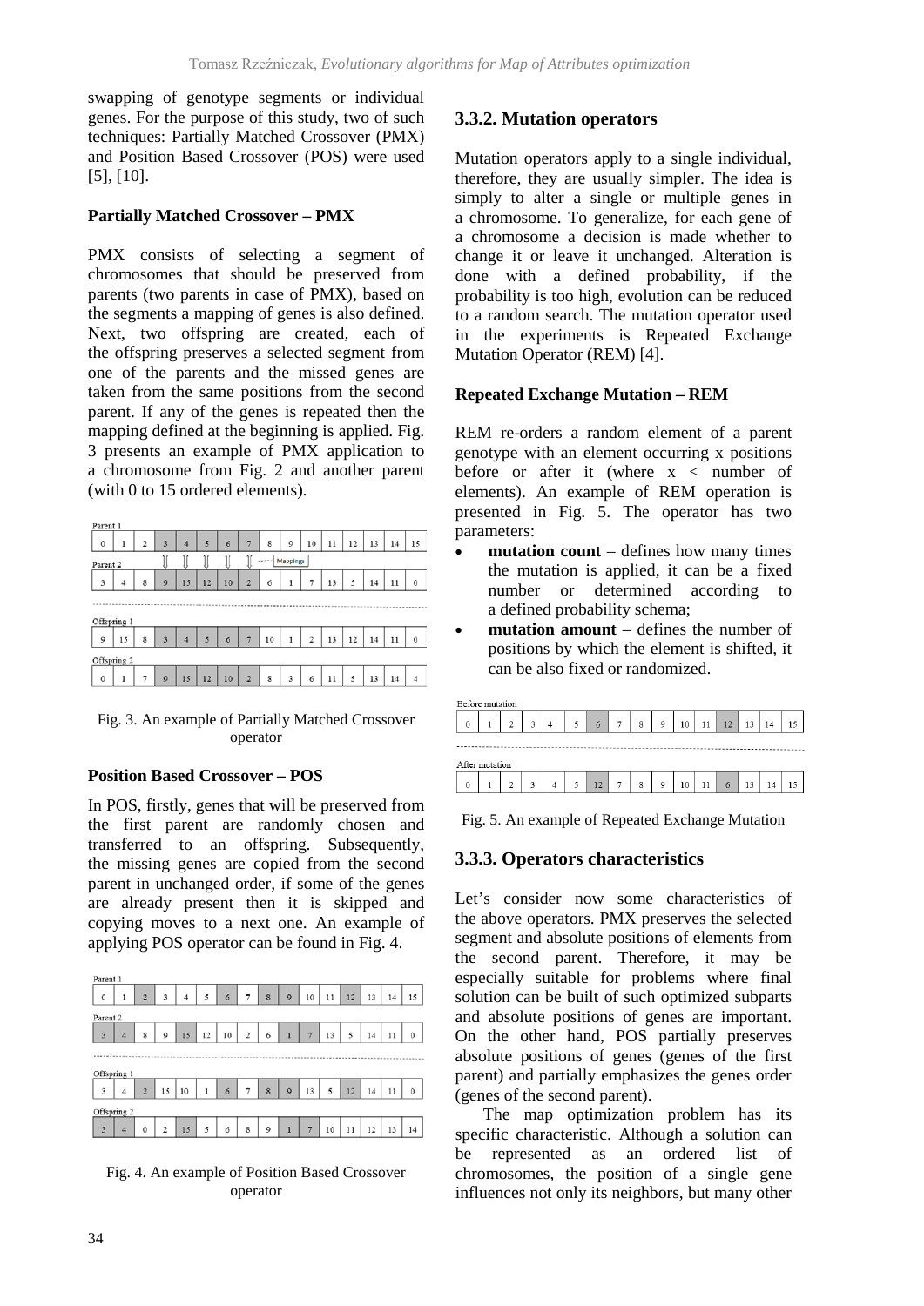swapping of genotype segments or individual genes. For the purpose of this study, two of such techniques: Partially Matched Crossover (PMX) and Position Based Crossover (POS) were used [5], [10].

**Partially Matched Crossover – PMX**

PMX consists of selecting a segment of chromosomes that should be preserved from parents (two parents in case of PMX), based on the segments a mapping of genes is also defined. Next, two offspring are created, each of the offspring preserves a selected segment from one of the parents and the missed genes are taken from the same positions from the second parent. If any of the genes is repeated then the mapping defined at the beginning is applied. Fig. 3 presents an example of PMX application to a chromosome from Fig. 2 and another parent (with 0 to 15 ordered elements).

Parent 1

| 0 | 1 | 2 | 3 | 4 | 5 | 6 | 7 | 8 | 9 | 10 | 11 | 12 | 13 | 14 | 15 |
|---|---|---|---|---|---|---|---|---|---|---|---|---|---|---|---|

Parent 2

| 3 | 4 | 8 | 9 | 15 | 12 | 10 | 2 | 6 | 1 | 7 | 13 | 5 | 14 | 11 | 0 |
|---|---|---|---|---|---|---|---|---|---|---|---|---|---|---|---|

Offspring 1

| 9 | 15 | 8 | 3 | 4 | 5 | 6 | 7 | 10 | 1 | 2 | 13 | 12 | 14 | 11 | 0 |
|---|---|---|---|---|---|---|---|---|---|---|---|---|---|---|---|

Offspring 2

| 0 | 1 | 7 | 9 | 15 | 12 | 10 | 2 | 8 | 3 | 6 | 11 | 5 | 13 | 14 | 4 |
|---|---|---|---|---|---|---|---|---|---|---|---|---|---|---|---|

Fig. 3. An example of Partially Matched Crossover operator

**Position Based Crossover – POS**

In POS, firstly, genes that will be preserved from the first parent are randomly chosen and transferred to an offspring. Subsequently, the missing genes are copied from the second parent in unchanged order, if some of the genes are already present then it is skipped and copying moves to a next one. An example of applying POS operator can be found in Fig. 4.

Parent 1

| 0 | 1 | 2 | 3 | 4 | 5 | 6 | 7 | 8 | 9 | 10 | 11 | 12 | 13 | 14 | 15 |
|---|---|---|---|---|---|---|---|---|---|---|---|---|---|---|---|

Parent 2

| 3 | 4 | 8 | 9 | 15 | 12 | 10 | 2 | 6 | 1 | 7 | 13 | 5 | 14 | 11 | 0 |
|---|---|---|---|---|---|---|---|---|---|---|---|---|---|---|---|

Offspring 1

| 3 | 4 | 2 | 15 | 10 | 1 | 6 | 7 | 8 | 9 | 13 | 5 | 12 | 14 | 11 | 0 |
|---|---|---|---|---|---|---|---|---|---|---|---|---|---|---|---|

Offspring 2

| 3 | 4 | 0 | 2 | 15 | 5 | 6 | 8 | 9 | 1 | 7 | 10 | 11 | 12 | 13 | 14 |
|---|---|---|---|---|---|---|---|---|---|---|---|---|---|---|---|

Fig. 4. An example of Position Based Crossover operator

### 3.3.2. Mutation operators

Mutation operators apply to a single individual, therefore, they are usually simpler. The idea is simply to alter a single or multiple genes in a chromosome. To generalize, for each gene of a chromosome a decision is made whether to change it or leave it unchanged. Alteration is done with a defined probability, if the probability is too high, evolution can be reduced to a random search. The mutation operator used in the experiments is Repeated Exchange Mutation Operator (REM) [4].

**Repeated Exchange Mutation – REM**

REM re-orders a random element of a parent genotype with an element occurring x positions before or after it (where x < number of elements). An example of REM operation is presented in Fig. 5. The operator has two parameters:

- **mutation count** – defines how many times the mutation is applied, it can be a fixed number or determined according to a defined probability schema;
- **mutation amount** – defines the number of positions by which the element is shifted, it can be also fixed or randomized.

Before mutation

| 0 | 1 | 2 | 3 | 4 | 5 | 6 | 7 | 8 | 9 | 10 | 11 | 12 | 13 | 14 | 15 |
|---|---|---|---|---|---|---|---|---|---|---|---|---|---|---|---|

After mutation

| 0 | 1 | 2 | 3 | 4 | 5 | 12 | 7 | 8 | 9 | 10 | 11 | 6 | 13 | 14 | 15 |
|---|---|---|---|---|---|---|---|---|---|---|---|---|---|---|---|

Fig. 5. An example of Repeated Exchange Mutation

### 3.3.3. Operators characteristics

Let's consider now some characteristics of the above operators. PMX preserves the selected segment and absolute positions of elements from the second parent. Therefore, it may be especially suitable for problems where final solution can be built of such optimized subparts and absolute positions of genes are important. On the other hand, POS partially preserves absolute positions of genes (genes of the first parent) and partially emphasizes the genes order (genes of the second parent).

The map optimization problem has its specific characteristic. Although a solution can be represented as an ordered list of chromosomes, the position of a single gene influences not only its neighbors, but many other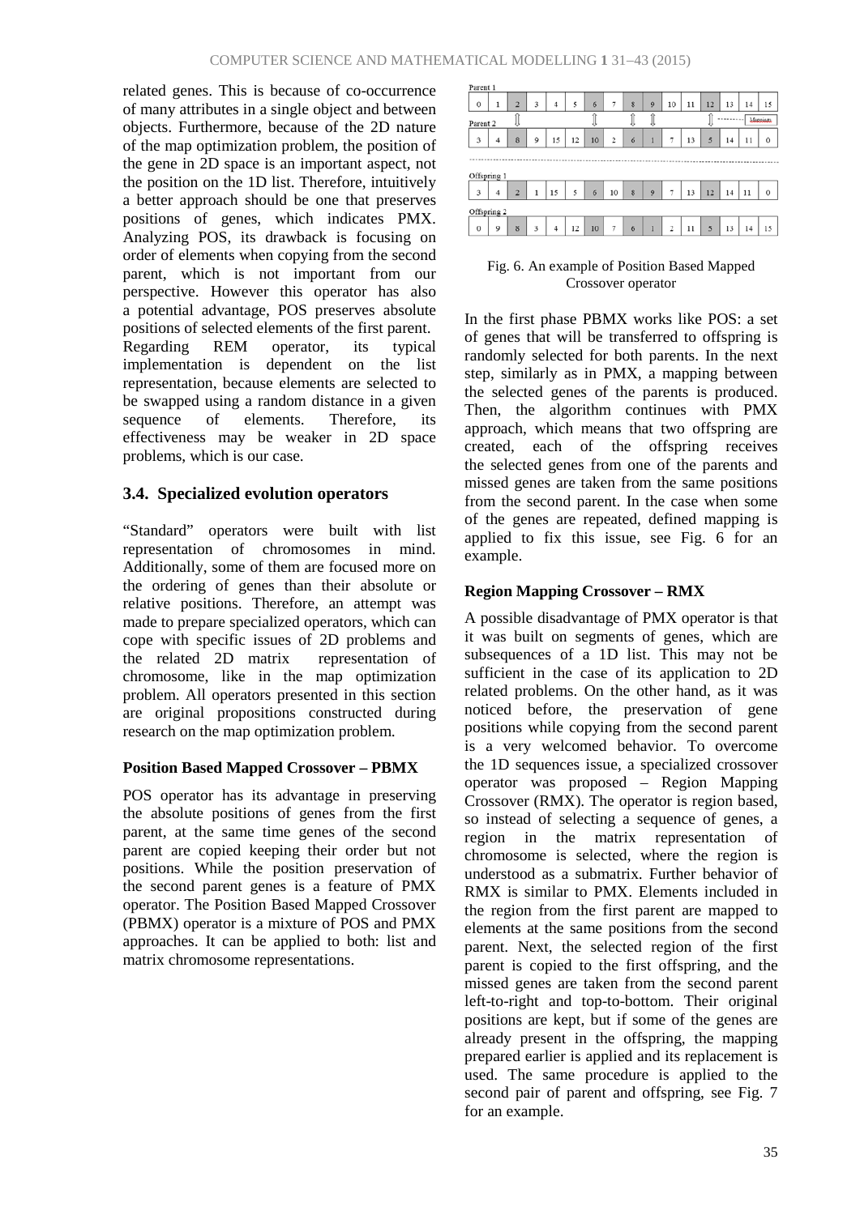related genes. This is because of co-occurrence of many attributes in a single object and between objects. Furthermore, because of the 2D nature of the map optimization problem, the position of the gene in 2D space is an important aspect, not the position on the 1D list. Therefore, intuitively a better approach should be one that preserves positions of genes, which indicates PMX. Analyzing POS, its drawback is focusing on order of elements when copying from the second parent, which is not important from our perspective. However this operator has also a potential advantage, POS preserves absolute positions of selected elements of the first parent.

Regarding REM operator, its typical implementation is dependent on the list representation, because elements are selected to be swapped using a random distance in a given sequence of elements. Therefore, its effectiveness may be weaker in 2D space problems, which is our case.

## 3.4. Specialized evolution operators

"Standard" operators were built with list representation of chromosomes in mind. Additionally, some of them are focused more on the ordering of genes than their absolute or relative positions. Therefore, an attempt was made to prepare specialized operators, which can cope with specific issues of 2D problems and the related 2D matrix representation of chromosome, like in the map optimization problem. All operators presented in this section are original propositions constructed during research on the map optimization problem.

### Position Based Mapped Crossover – PBMX

POS operator has its advantage in preserving the absolute positions of genes from the first parent, at the same time genes of the second parent are copied keeping their order but not positions. While the position preservation of the second parent genes is a feature of PMX operator. The Position Based Mapped Crossover (PBMX) operator is a mixture of POS and PMX approaches. It can be applied to both: list and matrix chromosome representations.

Parent 1

| 0 | 1 | 2 | 3 | 4 | 5 | 6 | 7 | 8 | 9 | 10 | 11 | 12 | 13 | 14 | 15 |
|---|---|---|---|---|---|---|---|---|---|---|---|---|---|---|---|

Parent 2

| 3 | 4 | 8 | 9 | 15 | 12 | 10 | 2 | 6 | 1 | 7 | 13 | 5 | 14 | 11 | 0 |
|---|---|---|---|---|---|---|---|---|---|---|---|---|---|---|---|

Offspring 1

| 3 | 4 | 2 | 1 | 15 | 5 | 6 | 10 | 8 | 9 | 7 | 13 | 12 | 14 | 11 | 0 |
|---|---|---|---|---|---|---|---|---|---|---|---|---|---|---|---|

Offspring 2

| 0 | 9 | 8 | 3 | 4 | 12 | 10 | 7 | 6 | 1 | 2 | 11 | 5 | 13 | 14 | 15 |
|---|---|---|---|---|---|---|---|---|---|---|---|---|---|---|---|

Fig. 6. An example of Position Based Mapped Crossover operator

In the first phase PBMX works like POS: a set of genes that will be transferred to offspring is randomly selected for both parents. In the next step, similarly as in PMX, a mapping between the selected genes of the parents is produced. Then, the algorithm continues with PMX approach, which means that two offspring are created, each of the offspring receives the selected genes from one of the parents and missed genes are taken from the same positions from the second parent. In the case when some of the genes are repeated, defined mapping is applied to fix this issue, see Fig. 6 for an example.

### Region Mapping Crossover – RMX

A possible disadvantage of PMX operator is that it was built on segments of genes, which are subsequences of a 1D list. This may not be sufficient in the case of its application to 2D related problems. On the other hand, as it was noticed before, the preservation of gene positions while copying from the second parent is a very welcomed behavior. To overcome the 1D sequences issue, a specialized crossover operator was proposed – Region Mapping Crossover (RMX). The operator is region based, so instead of selecting a sequence of genes, a region in the matrix representation of chromosome is selected, where the region is understood as a submatrix. Further behavior of RMX is similar to PMX. Elements included in the region from the first parent are mapped to elements at the same positions from the second parent. Next, the selected region of the first parent is copied to the first offspring, and the missed genes are taken from the second parent left-to-right and top-to-bottom. Their original positions are kept, but if some of the genes are already present in the offspring, the mapping prepared earlier is applied and its replacement is used. The same procedure is applied to the second pair of parent and offspring, see Fig. 7 for an example.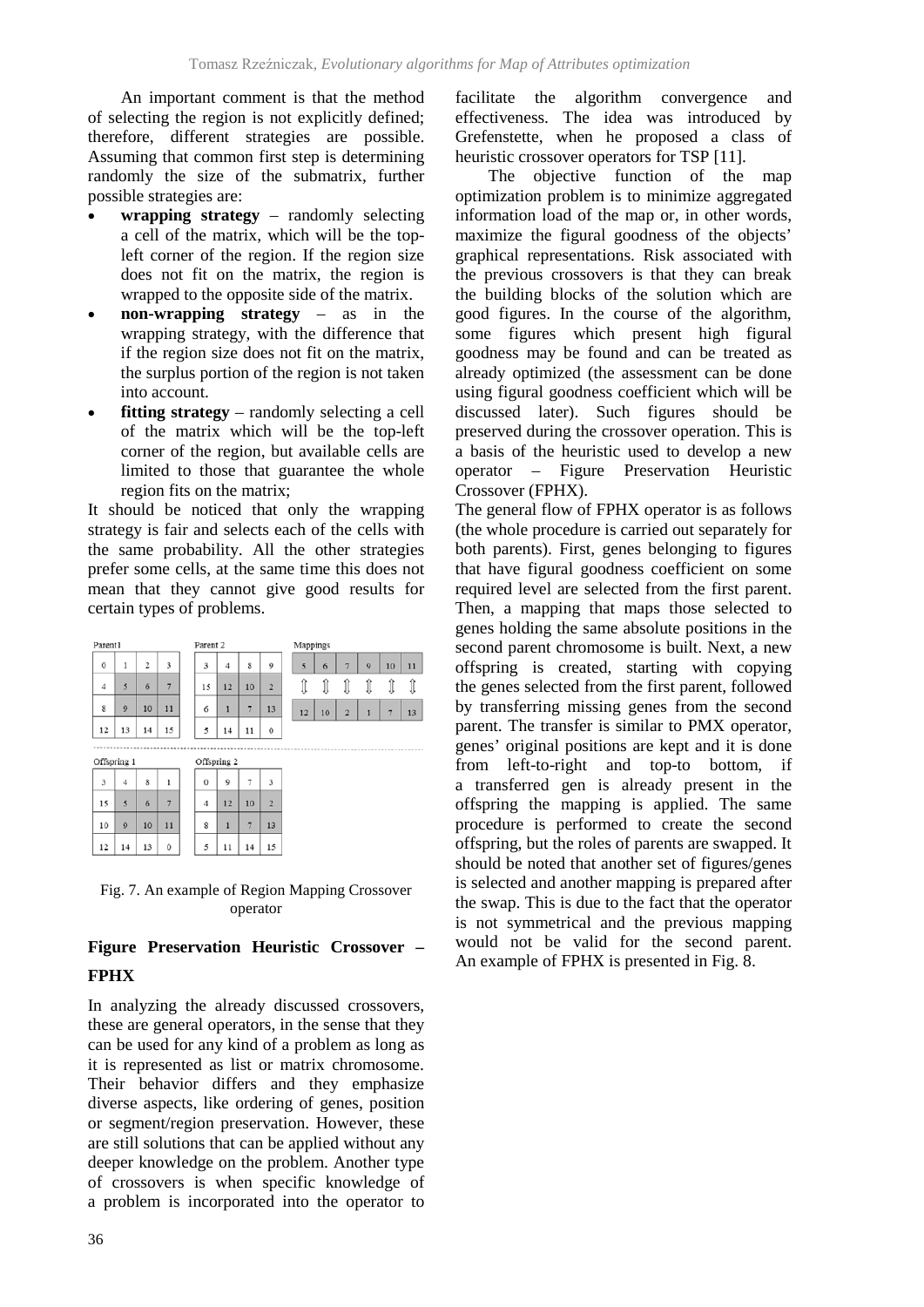An important comment is that the method of selecting the region is not explicitly defined; therefore, different strategies are possible. Assuming that common first step is determining randomly the size of the submatrix, further possible strategies are:

- **wrapping strategy** – randomly selecting a cell of the matrix, which will be the top-left corner of the region. If the region size does not fit on the matrix, the region is wrapped to the opposite side of the matrix.
- **non-wrapping strategy** – as in the wrapping strategy, with the difference that if the region size does not fit on the matrix, the surplus portion of the region is not taken into account.
- **fitting strategy** – randomly selecting a cell of the matrix which will be the top-left corner of the region, but available cells are limited to those that guarantee the whole region fits on the matrix;

It should be noticed that only the wrapping strategy is fair and selects each of the cells with the same probability. All the other strategies prefer some cells, at the same time this does not mean that they cannot give good results for certain types of problems.

Parent1

| | | | |
|---|---|---|---|
| 0 | 1 | 2 | 3 |
| 4 | 5 | 6 | 7 |
| 8 | 9 | 10 | 11 |
| 12 | 13 | 14 | 15 |

Parent 2

| | | | |
|---|---|---|---|
| 3 | 4 | 8 | 9 |
| 15 | 12 | 10 | 2 |
| 6 | 1 | 7 | 13 |
| 5 | 14 | 11 | 0 |

Mappings

| | | | | | |
|---|---|---|---|---|---|
| 5 | 6 | 7 | 9 | 10 | 11 |
| ⇕ | ⇕ | ⇕ | ⇕ | ⇕ | ⇕ |
| 12 | 10 | 2 | 1 | 7 | 13 |

Offspring 1

| | | | |
|---|---|---|---|
| 3 | 4 | 8 | 1 |
| 15 | 5 | 6 | 7 |
| 10 | 9 | 10 | 11 |
| 12 | 14 | 13 | 0 |

Offspring 2

| | | | |
|---|---|---|---|
| 0 | 9 | 7 | 3 |
| 4 | 12 | 10 | 2 |
| 8 | 1 | 7 | 13 |
| 5 | 11 | 14 | 15 |

Fig. 7. An example of Region Mapping Crossover operator

## Figure Preservation Heuristic Crossover – FPHX

In analyzing the already discussed crossovers, these are general operators, in the sense that they can be used for any kind of a problem as long as it is represented as list or matrix chromosome. Their behavior differs and they emphasize diverse aspects, like ordering of genes, position or segment/region preservation. However, these are still solutions that can be applied without any deeper knowledge on the problem. Another type of crossovers is when specific knowledge of a problem is incorporated into the operator to facilitate the algorithm convergence and effectiveness. The idea was introduced by Grefenstette, when he proposed a class of heuristic crossover operators for TSP [11].

The objective function of the map optimization problem is to minimize aggregated information load of the map or, in other words, maximize the figural goodness of the objects' graphical representations. Risk associated with the previous crossovers is that they can break the building blocks of the solution which are good figures. In the course of the algorithm, some figures which present high figural goodness may be found and can be treated as already optimized (the assessment can be done using figural goodness coefficient which will be discussed later). Such figures should be preserved during the crossover operation. This is a basis of the heuristic used to develop a new operator – Figure Preservation Heuristic Crossover (FPHX).

The general flow of FPHX operator is as follows (the whole procedure is carried out separately for both parents). First, genes belonging to figures that have figural goodness coefficient on some required level are selected from the first parent. Then, a mapping that maps those selected to genes holding the same absolute positions in the second parent chromosome is built. Next, a new offspring is created, starting with copying the genes selected from the first parent, followed by transferring missing genes from the second parent. The transfer is similar to PMX operator, genes' original positions are kept and it is done from left-to-right and top-to bottom, if a transferred gen is already present in the offspring the mapping is applied. The same procedure is performed to create the second offspring, but the roles of parents are swapped. It should be noted that another set of figures/genes is selected and another mapping is prepared after the swap. This is due to the fact that the operator is not symmetrical and the previous mapping would not be valid for the second parent. An example of FPHX is presented in Fig. 8.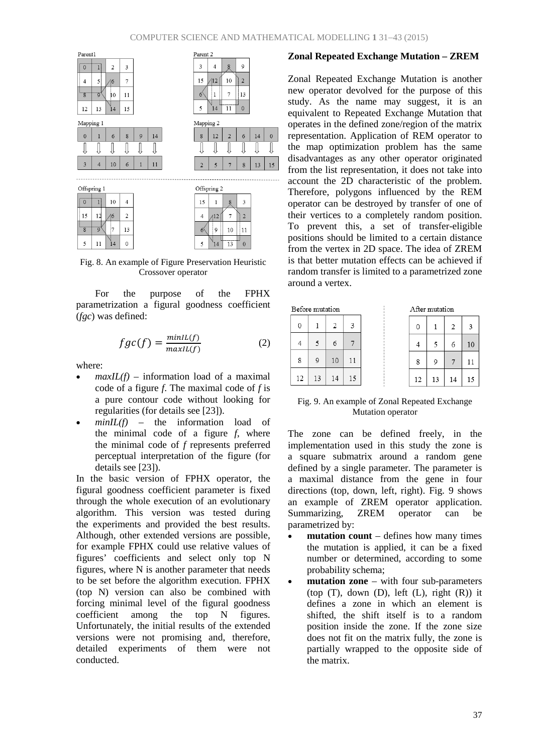Parent1

| 0 | 1 | 2 | 3 |
|---|---|---|---|
| 4 | 5 | 6 | 7 |
| 8 | 9 | 10 | 11 |
| 12 | 13 | 14 | 15 |

Parent 2

| 3 | 4 | 8 | 9 |
|---|---|---|---|
| 15 | 12 | 10 | 2 |
| 6 | 1 | 7 | 13 |
| 5 | 14 | 11 | 0 |

Mapping 1

| 0 | 1 | 6 | 8 | 9 | 14 |
|---|---|---|---|---|---|
| ⇩ | ⇩ | ⇩ | ⇩ | ⇩ | ⇩ |
| 3 | 4 | 10 | 6 | 1 | 11 |

Mapping 2

| 8 | 12 | 2 | 6 | 14 | 0 |
|---|---|---|---|---|---|
| ⇩ | ⇩ | ⇩ | ⇩ | ⇩ | ⇩ |
| 2 | 5 | 7 | 8 | 13 | 15 |

Offspring 1

| 0 | 1 | 10 | 4 |
|---|---|---|---|
| 15 | 12 | 6 | 2 |
| 8 | 9 | 7 | 13 |
| 5 | 11 | 14 | 0 |

Offspring 2

| 15 | 1 | 8 | 3 |
|---|---|---|---|
| 4 | 12 | 7 | 2 |
| 6 | 9 | 10 | 11 |
| 5 | 14 | 13 | 0 |

Fig. 8. An example of Figure Preservation Heuristic Crossover operator

For the purpose of the FPHX parametrization a figural goodness coefficient (*fgc*) was defined:

$$fgc(f) = \frac{minIL(f)}{maxIL(f)} \qquad (2)$$

where:

- *maxIL(f)* – information load of a maximal code of a figure *f*. The maximal code of *f* is a pure contour code without looking for regularities (for details see [23]).
- *minIL(f)* – the information load of the minimal code of a figure *f*, where the minimal code of *f* represents preferred perceptual interpretation of the figure (for details see [23]).

In the basic version of FPHX operator, the figural goodness coefficient parameter is fixed through the whole execution of an evolutionary algorithm. This version was tested during the experiments and provided the best results. Although, other extended versions are possible, for example FPHX could use relative values of figures' coefficients and select only top N figures, where N is another parameter that needs to be set before the algorithm execution. FPHX (top N) version can also be combined with forcing minimal level of the figural goodness coefficient among the top N figures. Unfortunately, the initial results of the extended versions were not promising and, therefore, detailed experiments of them were not conducted.

**Zonal Repeated Exchange Mutation – ZREM**

Zonal Repeated Exchange Mutation is another new operator devolved for the purpose of this study. As the name may suggest, it is an equivalent to Repeated Exchange Mutation that operates in the defined zone/region of the matrix representation. Application of REM operator to the map optimization problem has the same disadvantages as any other operator originated from the list representation, it does not take into account the 2D characteristic of the problem. Therefore, polygons influenced by the REM operator can be destroyed by transfer of one of their vertices to a completely random position. To prevent this, a set of transfer-eligible positions should be limited to a certain distance from the vertex in 2D space. The idea of ZREM is that better mutation effects can be achieved if random transfer is limited to a parametrized zone around a vertex.

Before mutation

| 0 | 1 | 2 | 3 |
|---|---|---|---|
| 4 | 5 | 6 | 7 |
| 8 | 9 | 10 | 11 |
| 12 | 13 | 14 | 15 |

After mutation

| 0 | 1 | 2 | 3 |
|---|---|---|---|
| 4 | 5 | 6 | 10 |
| 8 | 9 | 7 | 11 |
| 12 | 13 | 14 | 15 |

Fig. 9. An example of Zonal Repeated Exchange Mutation operator

The zone can be defined freely, in the implementation used in this study the zone is a square submatrix around a random gene defined by a single parameter. The parameter is a maximal distance from the gene in four directions (top, down, left, right). Fig. 9 shows an example of ZREM operator application. Summarizing, ZREM operator can be parametrized by:

- **mutation count** – defines how many times the mutation is applied, it can be a fixed number or determined, according to some probability schema;
- **mutation zone** – with four sub-parameters (top (T), down (D), left (L), right (R)) it defines a zone in which an element is shifted, the shift itself is to a random position inside the zone. If the zone size does not fit on the matrix fully, the zone is partially wrapped to the opposite side of the matrix.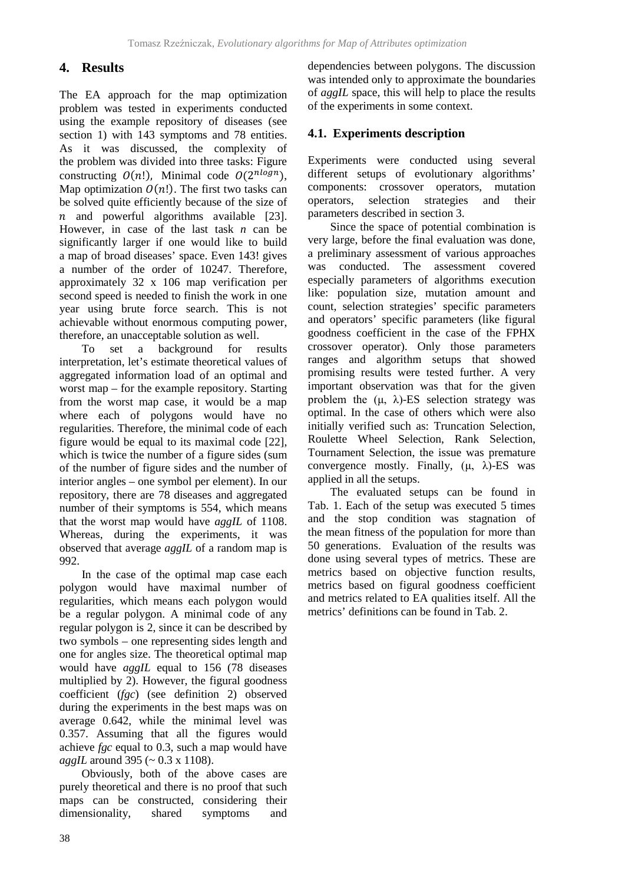## 4. Results

The EA approach for the map optimization problem was tested in experiments conducted using the example repository of diseases (see section 1) with 143 symptoms and 78 entities. As it was discussed, the complexity of the problem was divided into three tasks: Figure constructing $O(n!)$, Minimal code $O(2^{n log n})$, Map optimization $O(n!)$. The first two tasks can be solved quite efficiently because of the size of $n$ and powerful algorithms available [23]. However, in case of the last task $n$ can be significantly larger if one would like to build a map of broad diseases' space. Even 143! gives a number of the order of 10247. Therefore, approximately 32 x 106 map verification per second speed is needed to finish the work in one year using brute force search. This is not achievable without enormous computing power, therefore, an unacceptable solution as well.

To set a background for results interpretation, let's estimate theoretical values of aggregated information load of an optimal and worst map – for the example repository. Starting from the worst map case, it would be a map where each of polygons would have no regularities. Therefore, the minimal code of each figure would be equal to its maximal code [22], which is twice the number of a figure sides (sum of the number of figure sides and the number of interior angles – one symbol per element). In our repository, there are 78 diseases and aggregated number of their symptoms is 554, which means that the worst map would have *aggIL* of 1108. Whereas, during the experiments, it was observed that average *aggIL* of a random map is 992.

In the case of the optimal map case each polygon would have maximal number of regularities, which means each polygon would be a regular polygon. A minimal code of any regular polygon is 2, since it can be described by two symbols – one representing sides length and one for angles size. The theoretical optimal map would have *aggIL* equal to 156 (78 diseases multiplied by 2). However, the figural goodness coefficient (*fgc*) (see definition 2) observed during the experiments in the best maps was on average 0.642, while the minimal level was 0.357. Assuming that all the figures would achieve *fgc* equal to 0.3, such a map would have *aggIL* around 395 (~ 0.3 x 1108).

Obviously, both of the above cases are purely theoretical and there is no proof that such maps can be constructed, considering their dimensionality, shared symptoms and dependencies between polygons. The discussion was intended only to approximate the boundaries of *aggIL* space, this will help to place the results of the experiments in some context.

### 4.1. Experiments description

Experiments were conducted using several different setups of evolutionary algorithms' components: crossover operators, mutation operators, selection strategies and their parameters described in section 3.

Since the space of potential combination is very large, before the final evaluation was done, a preliminary assessment of various approaches was conducted. The assessment covered especially parameters of algorithms execution like: population size, mutation amount and count, selection strategies' specific parameters and operators' specific parameters (like figural goodness coefficient in the case of the FPHX crossover operator). Only those parameters ranges and algorithm setups that showed promising results were tested further. A very important observation was that for the given problem the (μ, λ)-ES selection strategy was optimal. In the case of others which were also initially verified such as: Truncation Selection, Roulette Wheel Selection, Rank Selection, Tournament Selection, the issue was premature convergence mostly. Finally, (μ, λ)-ES was applied in all the setups.

The evaluated setups can be found in Tab. 1. Each of the setup was executed 5 times and the stop condition was stagnation of the mean fitness of the population for more than 50 generations. Evaluation of the results was done using several types of metrics. These are metrics based on objective function results, metrics based on figural goodness coefficient and metrics related to EA qualities itself. All the metrics' definitions can be found in Tab. 2.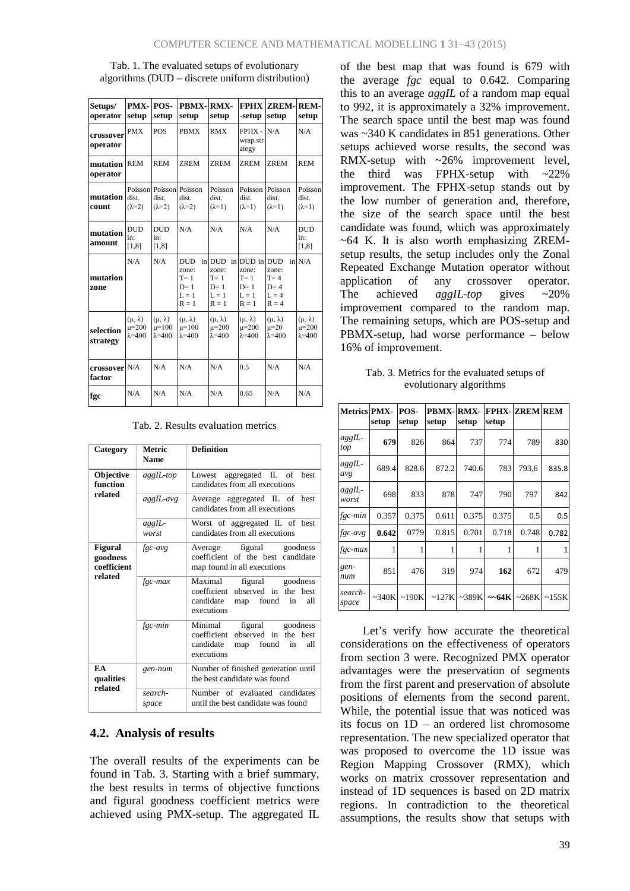Tab. 1. The evaluated setups of evolutionary algorithms (DUD – discrete uniform distribution)

| Setups/ operator | PMX-setup | POS-setup | PBMX-setup | RMX-setup | FPHX-setup | ZREM-setup | REM-setup |
|---|---|---|---|---|---|---|---|
| **crossover operator** | PMX | POS | PBMX | RMX | FPHX - wrap.strategy | N/A | N/A |
| **mutation operator** | REM | REM | ZREM | ZREM | ZREM | ZREM | REM |
| **mutation count** | Poisson dist. (λ=2) | Poisson dist. (λ=2) | Poisson dist. (λ=2) | Poisson dist. (λ=1) | Poisson dist. (λ=1) | Poisson dist. (λ=1) | Poisson dist. (λ=1) |
| **mutation amount** | DUD in: [1,8] | DUD in: [1,8] | N/A | N/A | N/A | N/A | DUD in: [1,8] |
| **mutation zone** | N/A | N/A | DUD in zone: T= 1 D= 1 L = 1 R = 1 | DUD in zone: T= 1 D= 1 L = 1 R = 1 | DUD in zone: T= 1 D= 1 L = 1 R = 1 | DUD in zone: T= 4 D= 4 L = 4 R = 4 | N/A |
| **selection strategy** | (μ, λ) μ=200 λ=400 | (μ, λ) μ=100 λ=400 | (μ, λ) μ=100 λ=400 | (μ, λ) μ=200 λ=400 | (μ, λ) μ=200 λ=400 | (μ, λ) μ=20 λ=400 | (μ, λ) μ=200 λ=400 |
| **crossover factor** | N/A | N/A | N/A | N/A | 0.5 | N/A | N/A |
| **fgc** | N/A | N/A | N/A | N/A | 0.65 | N/A | N/A |

Tab. 2. Results evaluation metrics

| Category | Metric Name | Definition |
|---|---|---|
| **Objective function related** | *aggIL-top* | Lowest aggregated IL of best candidates from all executions |
| | *aggIL-avg* | Average aggregated IL of best candidates from all executions |
| | *aggIL-worst* | Worst of aggregated IL of best candidates from all executions |
| **Figural goodness coefficient related** | *fgc-avg* | Average figural goodness coefficient of the best candidate map found in all executions |
| | *fgc-max* | Maximal figural goodness coefficient observed in the best candidate map found in all executions |
| | *fgc-min* | Minimal figural goodness coefficient observed in the best candidate map found in all executions |
| **EA qualities related** | *gen-num* | Number of finished generation until the best candidate was found |
| | *search-space* | Number of evaluated candidates until the best candidate was found |

## 4.2. Analysis of results

The overall results of the experiments can be found in Tab. 3. Starting with a brief summary, the best results in terms of objective functions and figural goodness coefficient metrics were achieved using PMX-setup. The aggregated IL of the best map that was found is 679 with the average *fgc* equal to 0.642. Comparing this to an average *aggIL* of a random map equal to 992, it is approximately a 32% improvement. The search space until the best map was found was ~340 K candidates in 851 generations. Other setups achieved worse results, the second was RMX-setup with ~26% improvement level, the third was FPHX-setup with ~22% improvement. The FPHX-setup stands out by the low number of generation and, therefore, the size of the search space until the best candidate was found, which was approximately ~64 K. It is also worth emphasizing ZREM-setup results, the setup includes only the Zonal Repeated Exchange Mutation operator without application of any crossover operator. The achieved *aggIL-top* gives ~20% improvement compared to the random map. The remaining setups, which are POS-setup and PBMX-setup, had worse performance – below 16% of improvement.

Tab. 3. Metrics for the evaluated setups of evolutionary algorithms

| Metrics | PMX-setup | POS-setup | PBMX-setup | RMX-setup | FPHX-setup | ZREM | REM |
|---|---|---|---|---|---|---|---|
| *aggIL-top* | **679** | 826 | 864 | 737 | 774 | 789 | 830 |
| *aggIL-avg* | 689.4 | 828.6 | 872.2 | 740.6 | 783 | 793,6 | 835.8 |
| *aggIL-worst* | 698 | 833 | 878 | 747 | 790 | 797 | 842 |
| *fgc-min* | 0.357 | 0.375 | 0.611 | 0.375 | 0.375 | 0.5 | 0.5 |
| *fgc-avg* | **0.642** | 0779 | 0.815 | 0.701 | 0.718 | 0.748 | 0.782 |
| *fgc-max* | 1 | 1 | 1 | 1 | 1 | 1 | 1 |
| *gen-num* | 851 | 476 | 319 | 974 | **162** | 672 | 479 |
| *search-space* | ~340K | ~190K | ~127K | ~389K | **~~64K** | ~268K | ~155K |

Let's verify how accurate the theoretical considerations on the effectiveness of operators from section 3 were. Recognized PMX operator advantages were the preservation of segments from the first parent and preservation of absolute positions of elements from the second parent. While, the potential issue that was noticed was its focus on 1D – an ordered list chromosome representation. The new specialized operator that was proposed to overcome the 1D issue was Region Mapping Crossover (RMX), which works on matrix crossover representation and instead of 1D sequences is based on 2D matrix regions. In contradiction to the theoretical assumptions, the results show that setups with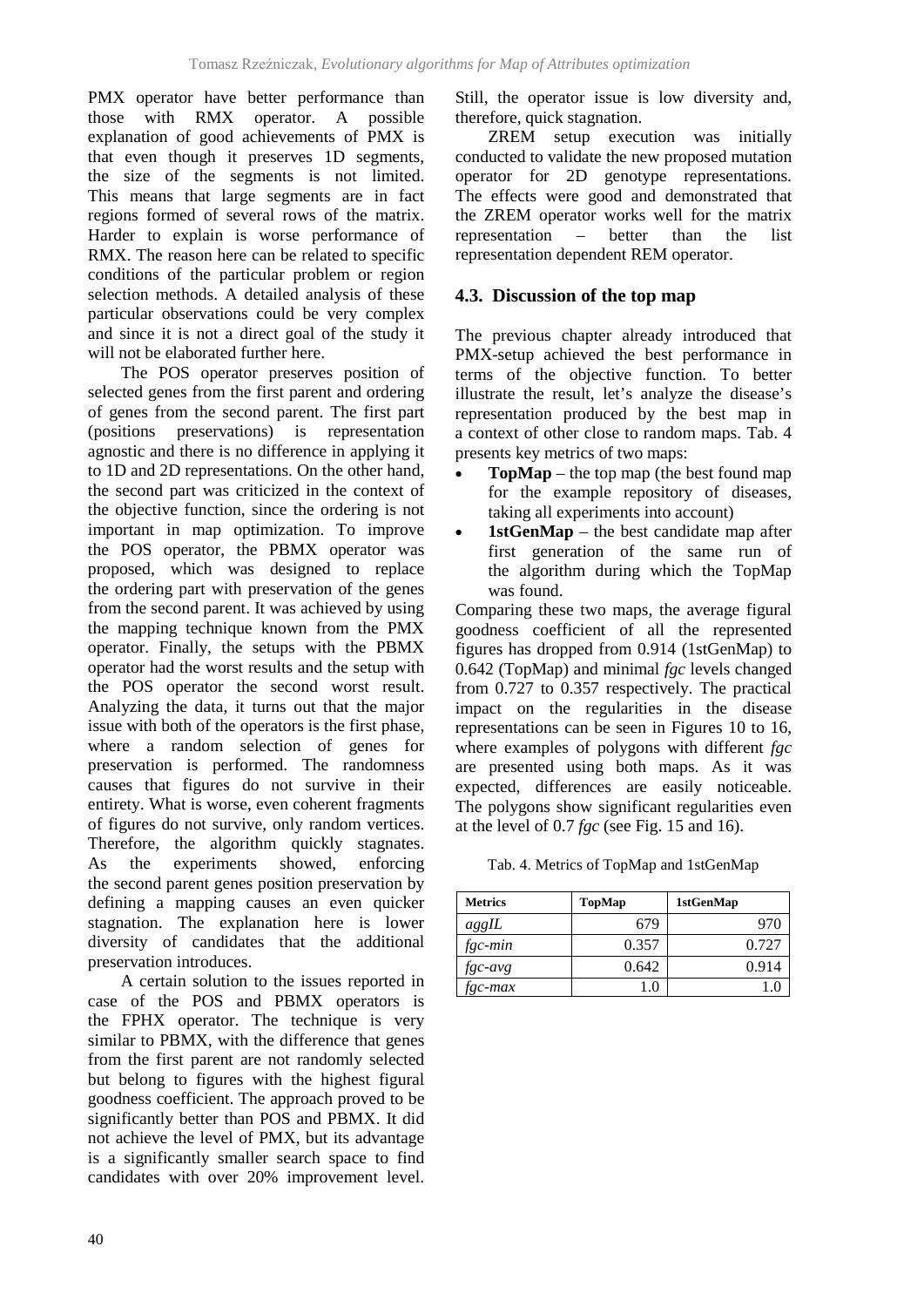PMX operator have better performance than those with RMX operator. A possible explanation of good achievements of PMX is that even though it preserves 1D segments, the size of the segments is not limited. This means that large segments are in fact regions formed of several rows of the matrix. Harder to explain is worse performance of RMX. The reason here can be related to specific conditions of the particular problem or region selection methods. A detailed analysis of these particular observations could be very complex and since it is not a direct goal of the study it will not be elaborated further here.

The POS operator preserves position of selected genes from the first parent and ordering of genes from the second parent. The first part (positions preservations) is representation agnostic and there is no difference in applying it to 1D and 2D representations. On the other hand, the second part was criticized in the context of the objective function, since the ordering is not important in map optimization. To improve the POS operator, the PBMX operator was proposed, which was designed to replace the ordering part with preservation of the genes from the second parent. It was achieved by using the mapping technique known from the PMX operator. Finally, the setups with the PBMX operator had the worst results and the setup with the POS operator the second worst result. Analyzing the data, it turns out that the major issue with both of the operators is the first phase, where a random selection of genes for preservation is performed. The randomness causes that figures do not survive in their entirety. What is worse, even coherent fragments of figures do not survive, only random vertices. Therefore, the algorithm quickly stagnates. As the experiments showed, enforcing the second parent genes position preservation by defining a mapping causes an even quicker stagnation. The explanation here is lower diversity of candidates that the additional preservation introduces.

A certain solution to the issues reported in case of the POS and PBMX operators is the FPHX operator. The technique is very similar to PBMX, with the difference that genes from the first parent are not randomly selected but belong to figures with the highest figural goodness coefficient. The approach proved to be significantly better than POS and PBMX. It did not achieve the level of PMX, but its advantage is a significantly smaller search space to find candidates with over 20% improvement level. Still, the operator issue is low diversity and, therefore, quick stagnation.

ZREM setup execution was initially conducted to validate the new proposed mutation operator for 2D genotype representations. The effects were good and demonstrated that the ZREM operator works well for the matrix representation – better than the list representation dependent REM operator.

## 4.3. Discussion of the top map

The previous chapter already introduced that PMX-setup achieved the best performance in terms of the objective function. To better illustrate the result, let's analyze the disease's representation produced by the best map in a context of other close to random maps. Tab. 4 presents key metrics of two maps:

- **TopMap** – the top map (the best found map for the example repository of diseases, taking all experiments into account)
- **1stGenMap** – the best candidate map after first generation of the same run of the algorithm during which the TopMap was found.

Comparing these two maps, the average figural goodness coefficient of all the represented figures has dropped from 0.914 (1stGenMap) to 0.642 (TopMap) and minimal *fgc* levels changed from 0.727 to 0.357 respectively. The practical impact on the regularities in the disease representations can be seen in Figures 10 to 16, where examples of polygons with different *fgc* are presented using both maps. As it was expected, differences are easily noticeable. The polygons show significant regularities even at the level of 0.7 *fgc* (see Fig. 15 and 16).

Tab. 4. Metrics of TopMap and 1stGenMap

| Metrics | TopMap | 1stGenMap |
|---|---|---|
| *aggIL* | 679 | 970 |
| *fgc-min* | 0.357 | 0.727 |
| *fgc-avg* | 0.642 | 0.914 |
| *fgc-max* | 1.0 | 1.0 |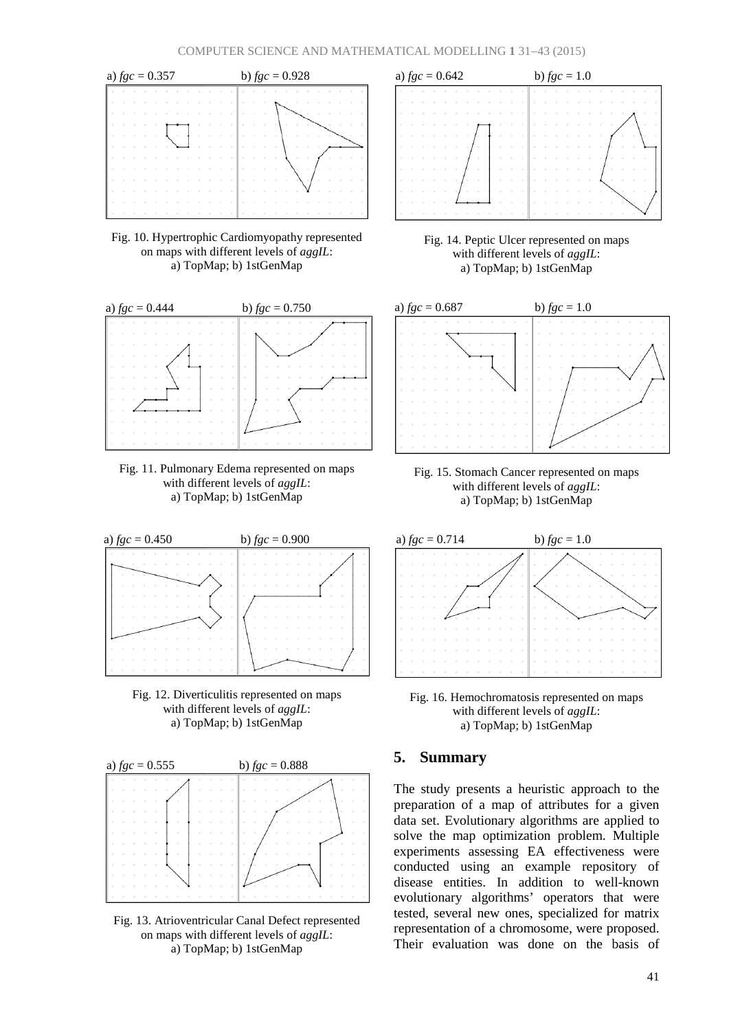a) $fgc = 0.357$ b) $fgc = 0.928$

Fig. 10. Hypertrophic Cardiomyopathy represented on maps with different levels of *aggIL*: a) TopMap; b) 1stGenMap

a) $fgc = 0.444$ b) $fgc = 0.750$

Fig. 11. Pulmonary Edema represented on maps with different levels of *aggIL*: a) TopMap; b) 1stGenMap

a) $fgc = 0.450$ b) $fgc = 0.900$

Fig. 12. Diverticulitis represented on maps with different levels of *aggIL*: a) TopMap; b) 1stGenMap

a) $fgc = 0.555$ b) $fgc = 0.888$

Fig. 13. Atrioventricular Canal Defect represented on maps with different levels of *aggIL*: a) TopMap; b) 1stGenMap

a) $fgc = 0.642$ b) $fgc = 1.0$

Fig. 14. Peptic Ulcer represented on maps with different levels of *aggIL*: a) TopMap; b) 1stGenMap

a) $fgc = 0.687$ b) $fgc = 1.0$

Fig. 15. Stomach Cancer represented on maps with different levels of *aggIL*: a) TopMap; b) 1stGenMap

a) $fgc = 0.714$ b) $fgc = 1.0$

Fig. 16. Hemochromatosis represented on maps with different levels of *aggIL*: a) TopMap; b) 1stGenMap

## 5. Summary

The study presents a heuristic approach to the preparation of a map of attributes for a given data set. Evolutionary algorithms are applied to solve the map optimization problem. Multiple experiments assessing EA effectiveness were conducted using an example repository of disease entities. In addition to well-known evolutionary algorithms' operators that were tested, several new ones, specialized for matrix representation of a chromosome, were proposed. Their evaluation was done on the basis of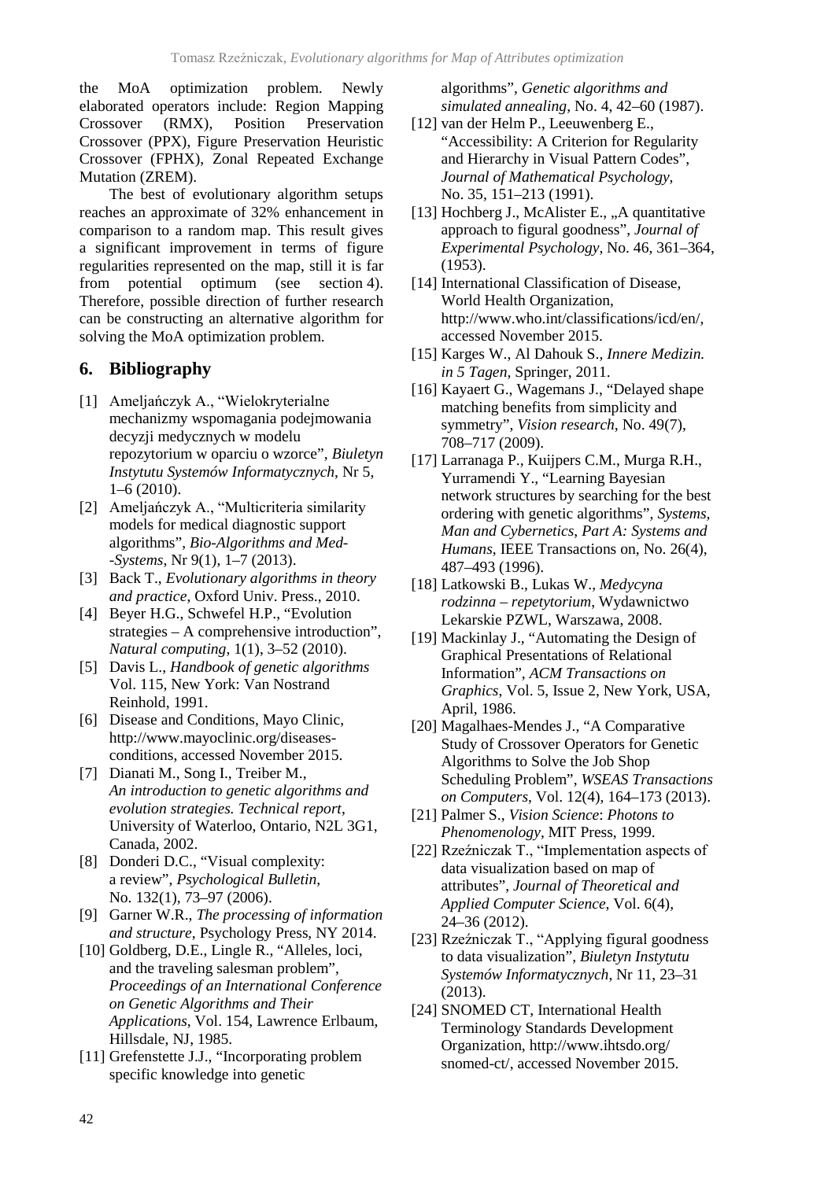the MoA optimization problem. Newly elaborated operators include: Region Mapping Crossover (RMX), Position Preservation Crossover (PPX), Figure Preservation Heuristic Crossover (FPHX), Zonal Repeated Exchange Mutation (ZREM).

The best of evolutionary algorithm setups reaches an approximate of 32% enhancement in comparison to a random map. This result gives a significant improvement in terms of figure regularities represented on the map, still it is far from potential optimum (see section 4). Therefore, possible direction of further research can be constructing an alternative algorithm for solving the MoA optimization problem.

## 6. Bibliography

[1] Ameljańczyk A., "Wielokryterialne mechanizmy wspomagania podejmowania decyzji medycznych w modelu repozytorium w oparciu o wzorce", *Biuletyn Instytutu Systemów Informatycznych*, Nr 5, 1–6 (2010).

[2] Ameljańczyk A., "Multicriteria similarity models for medical diagnostic support algorithms", *Bio-Algorithms and Med--Systems*, Nr 9(1), 1–7 (2013).

[3] Back T., *Evolutionary algorithms in theory and practice*, Oxford Univ. Press., 2010.

[4] Beyer H.G., Schwefel H.P., "Evolution strategies – A comprehensive introduction", *Natural computing*, 1(1), 3–52 (2010).

[5] Davis L., *Handbook of genetic algorithms* Vol. 115, New York: Van Nostrand Reinhold, 1991.

[6] Disease and Conditions, Mayo Clinic, http://www.mayoclinic.org/diseases-conditions, accessed November 2015.

[7] Dianati M., Song I., Treiber M., *An introduction to genetic algorithms and evolution strategies. Technical report*, University of Waterloo, Ontario, N2L 3G1, Canada, 2002.

[8] Donderi D.C., "Visual complexity: a review", *Psychological Bulletin*, No. 132(1), 73–97 (2006).

[9] Garner W.R., *The processing of information and structure*, Psychology Press, NY 2014.

[10] Goldberg, D.E., Lingle R., "Alleles, loci, and the traveling salesman problem", *Proceedings of an International Conference on Genetic Algorithms and Their Applications*, Vol. 154, Lawrence Erlbaum, Hillsdale, NJ, 1985.

[11] Grefenstette J.J., "Incorporating problem specific knowledge into genetic algorithms", *Genetic algorithms and simulated annealing*, No. 4, 42–60 (1987).

[12] van der Helm P., Leeuwenberg E., "Accessibility: A Criterion for Regularity and Hierarchy in Visual Pattern Codes", *Journal of Mathematical Psychology*, No. 35, 151–213 (1991).

[13] Hochberg J., McAlister E., „A quantitative approach to figural goodness", *Journal of Experimental Psychology*, No. 46, 361–364, (1953).

[14] International Classification of Disease, World Health Organization, http://www.who.int/classifications/icd/en/, accessed November 2015.

[15] Karges W., Al Dahouk S., *Innere Medizin. in 5 Tagen*, Springer, 2011.

[16] Kayaert G., Wagemans J., "Delayed shape matching benefits from simplicity and symmetry", *Vision research*, No. 49(7), 708–717 (2009).

[17] Larranaga P., Kuijpers C.M., Murga R.H., Yurramendi Y., "Learning Bayesian network structures by searching for the best ordering with genetic algorithms", *Systems, Man and Cybernetics, Part A: Systems and Humans*, IEEE Transactions on, No. 26(4), 487–493 (1996).

[18] Latkowski B., Lukas W., *Medycyna rodzinna – repetytorium*, Wydawnictwo Lekarskie PZWL, Warszawa, 2008.

[19] Mackinlay J., "Automating the Design of Graphical Presentations of Relational Information", *ACM Transactions on Graphics*, Vol. 5, Issue 2, New York, USA, April, 1986.

[20] Magalhaes-Mendes J., "A Comparative Study of Crossover Operators for Genetic Algorithms to Solve the Job Shop Scheduling Problem", *WSEAS Transactions on Computers*, Vol. 12(4), 164–173 (2013).

[21] Palmer S., *Vision Science*: *Photons to Phenomenology*, MIT Press, 1999.

[22] Rzeźniczak T., "Implementation aspects of data visualization based on map of attributes", *Journal of Theoretical and Applied Computer Science*, Vol. 6(4), 24–36 (2012).

[23] Rzeźniczak T., "Applying figural goodness to data visualization", *Biuletyn Instytutu Systemów Informatycznych*, Nr 11, 23–31 (2013).

[24] SNOMED CT, International Health Terminology Standards Development Organization, http://www.ihtsdo.org/snomed-ct/, accessed November 2015.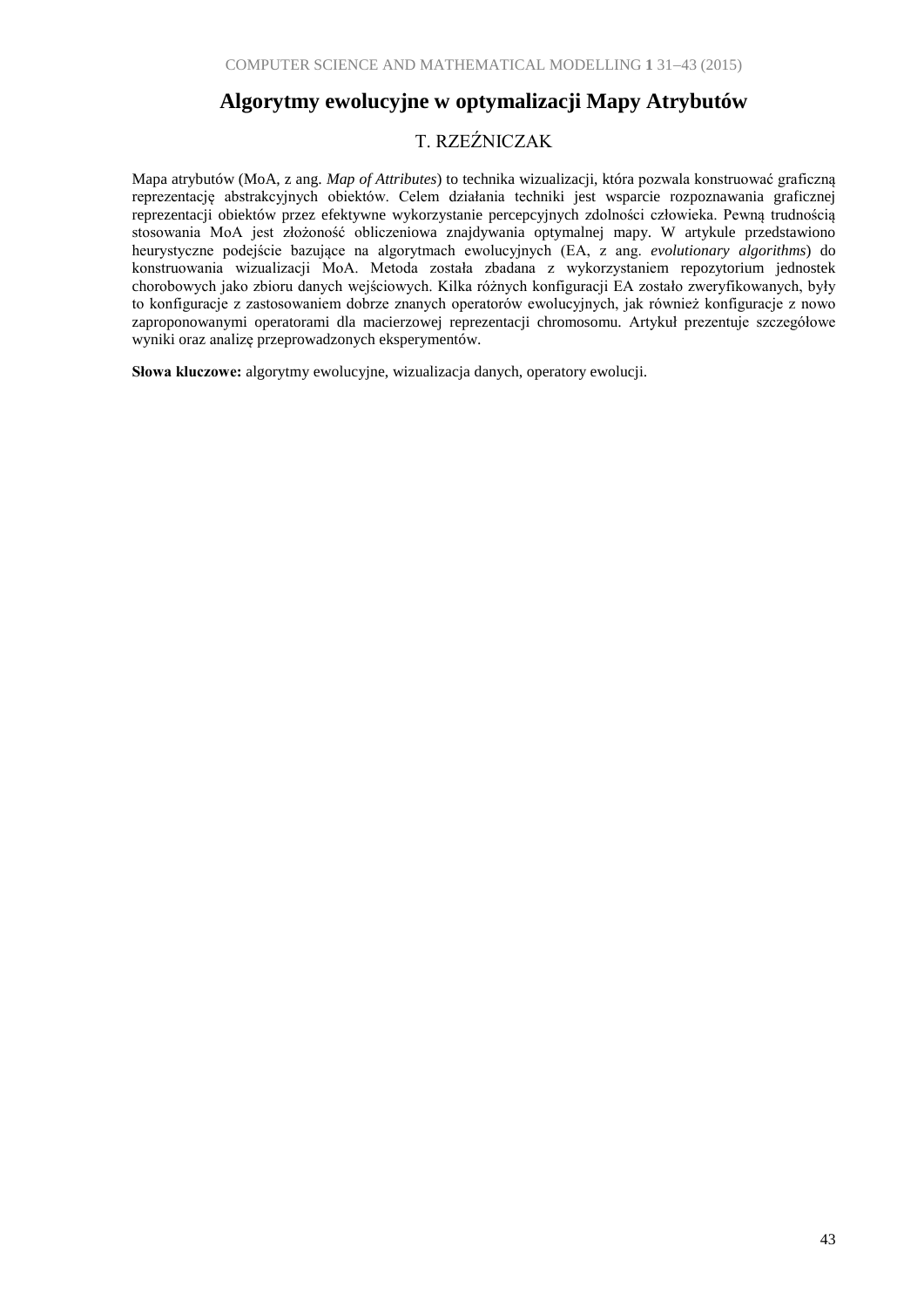# Algorytmy ewolucyjne w optymalizacji Mapy Atrybutów

T. RZEŹNICZAK

Mapa atrybutów (MoA, z ang. *Map of Attributes*) to technika wizualizacji, która pozwala konstruować graficzną reprezentację abstrakcyjnych obiektów. Celem działania techniki jest wsparcie rozpoznawania graficznej reprezentacji obiektów przez efektywne wykorzystanie percepcyjnych zdolności człowieka. Pewną trudnością stosowania MoA jest złożoność obliczeniowa znajdywania optymalnej mapy. W artykule przedstawiono heurystyczne podejście bazujące na algorytmach ewolucyjnych (EA, z ang. *evolutionary algorithms*) do konstruowania wizualizacji MoA. Metoda została zbadana z wykorzystaniem repozytorium jednostek chorobowych jako zbioru danych wejściowych. Kilka różnych konfiguracji EA zostało zweryfikowanych, były to konfiguracje z zastosowaniem dobrze znanych operatorów ewolucyjnych, jak również konfiguracje z nowo zaproponowanymi operatorami dla macierzowej reprezentacji chromosomu. Artykuł prezentuje szczegółowe wyniki oraz analizę przeprowadzonych eksperymentów.

**Słowa kluczowe:** algorytmy ewolucyjne, wizualizacja danych, operatory ewolucji.